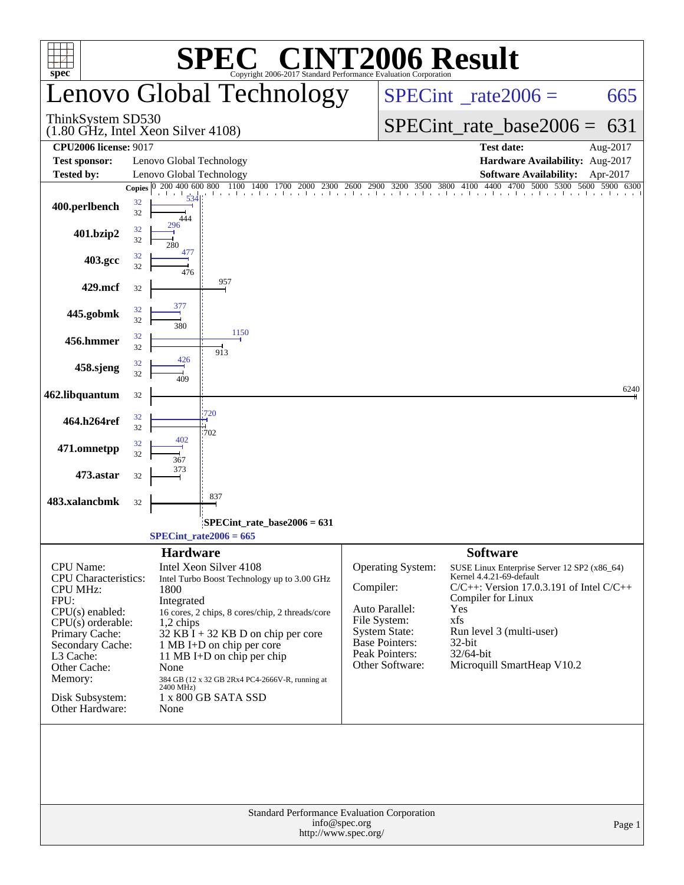# SPEC® CINT2006 Result

Copyright 2006-2017 Standard Performance Evaluation Corporation

## Lenovo Global Technology

ThinkSystem SD530
(1.80 GHz, Intel Xeon Silver 4108)

SPECint_rate2006 = 665

SPECint_rate_base2006 = 631

| | | | |
|---|---|---|---|
| **CPU2006 license:** 9017 | | **Test date:** | Aug-2017 |
| **Test sponsor:** | Lenovo Global Technology | **Hardware Availability:** | Aug-2017 |
| **Tested by:** | Lenovo Global Technology | **Software Availability:** | Apr-2017 |

| Benchmark | Copies (peak) | Peak | Copies (base) | Base |
|---|---|---|---|---|
| 400.perlbench | 32 | 534 | 32 | 444 |
| 401.bzip2 | 32 | 296 | 32 | 280 |
| 403.gcc | 32 | 477 | 32 | 476 |
| 429.mcf | | | 32 | 957 |
| 445.gobmk | 32 | 377 | 32 | 380 |
| 456.hmmer | 32 | 1150 | 32 | 913 |
| 458.sjeng | 32 | 426 | 32 | 409 |
| 462.libquantum | | | 32 | 6240 |
| 464.h264ref | 32 | 720 | 32 | 702 |
| 471.omnetpp | 32 | 402 | 32 | 367 |
| 473.astar | | | 32 | 373 |
| 483.xalancbmk | | | 32 | 837 |

SPECint_rate_base2006 = 631

SPECint_rate2006 = 665

## Hardware

| | |
|---|---|
| CPU Name: | Intel Xeon Silver 4108 |
| CPU Characteristics: | Intel Turbo Boost Technology up to 3.00 GHz |
| CPU MHz: | 1800 |
| FPU: | Integrated |
| CPU(s) enabled: | 16 cores, 2 chips, 8 cores/chip, 2 threads/core |
| CPU(s) orderable: | 1,2 chips |
| Primary Cache: | 32 KB I + 32 KB D on chip per core |
| Secondary Cache: | 1 MB I+D on chip per core |
| L3 Cache: | 11 MB I+D on chip per chip |
| Other Cache: | None |
| Memory: | 384 GB (12 x 32 GB 2Rx4 PC4-2666V-R, running at 2400 MHz) |
| Disk Subsystem: | 1 x 800 GB SATA SSD |
| Other Hardware: | None |

## Software

| | |
|---|---|
| Operating System: | SUSE Linux Enterprise Server 12 SP2 (x86_64) Kernel 4.4.21-69-default |
| Compiler: | C/C++: Version 17.0.3.191 of Intel C/C++ Compiler for Linux |
| Auto Parallel: | Yes |
| File System: | xfs |
| System State: | Run level 3 (multi-user) |
| Base Pointers: | 32-bit |
| Peak Pointers: | 32/64-bit |
| Other Software: | Microquill SmartHeap V10.2 |

Standard Performance Evaluation Corporation
info@spec.org
http://www.spec.org/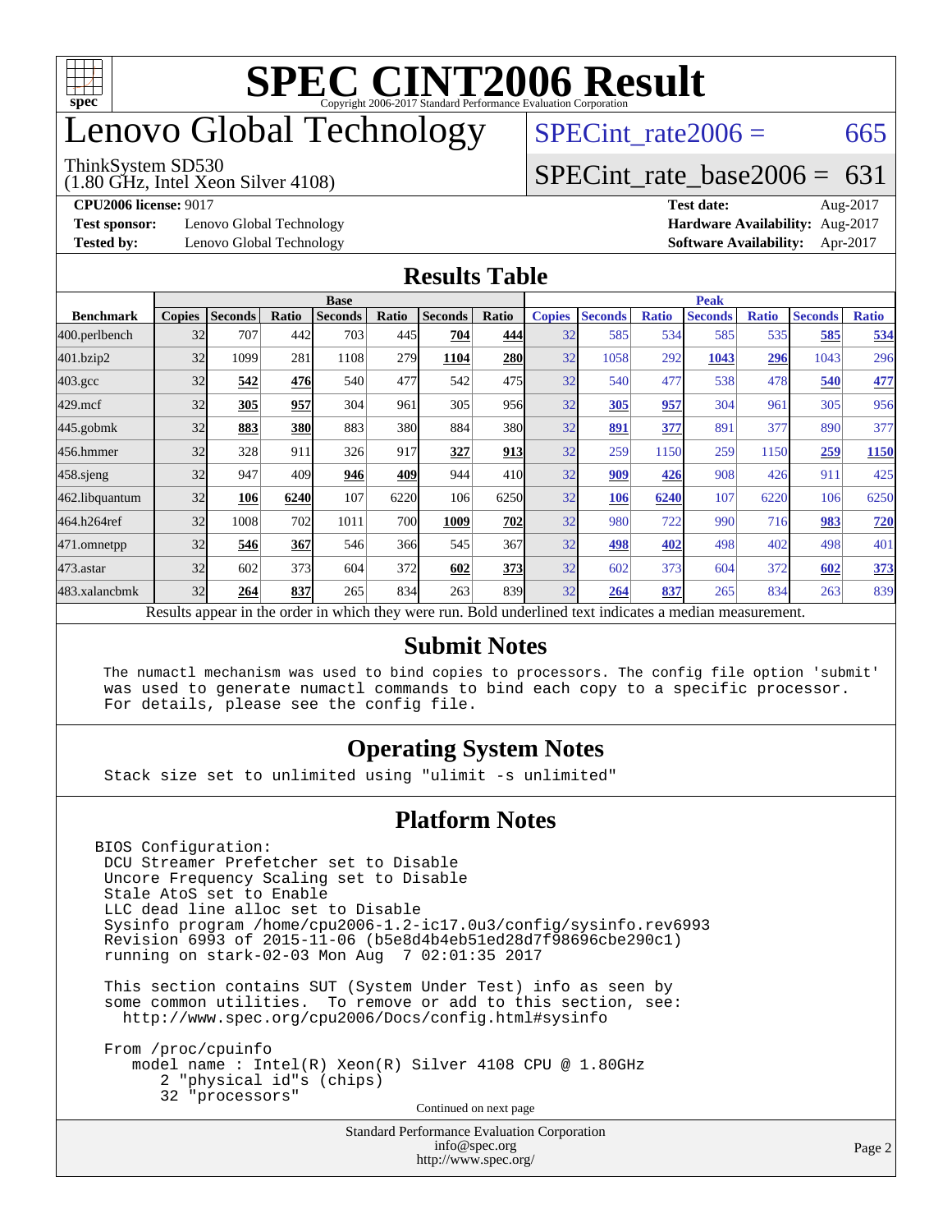# SPEC CINT2006 Result

Copyright 2006-2017 Standard Performance Evaluation Corporation

## Lenovo Global Technology

ThinkSystem SD530
(1.80 GHz, Intel Xeon Silver 4108)

SPECint_rate2006 = 665

SPECint_rate_base2006 = 631

**CPU2006 license:** 9017
**Test sponsor:** Lenovo Global Technology
**Tested by:** Lenovo Global Technology

**Test date:** Aug-2017
**Hardware Availability:** Aug-2017
**Software Availability:** Apr-2017

## Results Table

| Benchmark | Base | | | | | | | Peak | | | | | | |
|---|---|---|---|---|---|---|---|---|---|---|---|---|---|---|
| | Copies | Seconds | Ratio | Seconds | Ratio | Seconds | Ratio | Copies | Seconds | Ratio | Seconds | Ratio | Seconds | Ratio |
| 400.perlbench | 32 | 707 | 442 | 703 | 445 | **704** | **444** | 32 | 585 | 534 | 585 | 535 | **585** | **534** |
| 401.bzip2 | 32 | 1099 | 281 | 1108 | 279 | **1104** | **280** | 32 | 1058 | 292 | **1043** | **296** | 1043 | 296 |
| 403.gcc | 32 | **542** | **476** | 540 | 477 | 542 | 475 | 32 | 540 | 477 | 538 | 478 | **540** | **477** |
| 429.mcf | 32 | **305** | **957** | 304 | 961 | 305 | 956 | 32 | **305** | **957** | 304 | 961 | 305 | 956 |
| 445.gobmk | 32 | **883** | **380** | 883 | 380 | 884 | 380 | 32 | **891** | **377** | 891 | 377 | 890 | 377 |
| 456.hmmer | 32 | 328 | 911 | 326 | 917 | **327** | **913** | 32 | 259 | 1150 | 259 | 1150 | **259** | **1150** |
| 458.sjeng | 32 | 947 | 409 | **946** | **409** | 944 | 410 | 32 | **909** | **426** | 908 | 426 | 911 | 425 |
| 462.libquantum | 32 | **106** | **6240** | 107 | 6220 | 106 | 6250 | 32 | **106** | **6240** | 107 | 6220 | 106 | 6250 |
| 464.h264ref | 32 | 1008 | 702 | 1011 | 700 | **1009** | **702** | 32 | 980 | 722 | 990 | 716 | **983** | **720** |
| 471.omnetpp | 32 | **546** | **367** | 546 | 366 | 545 | 367 | 32 | **498** | **402** | 498 | 402 | 498 | 401 |
| 473.astar | 32 | 602 | 373 | 604 | 372 | **602** | **373** | 32 | 602 | 373 | 604 | 372 | **602** | **373** |
| 483.xalancbmk | 32 | **264** | **837** | 265 | 834 | 263 | 839 | 32 | **264** | **837** | 265 | 834 | 263 | 839 |

Results appear in the order in which they were run. Bold underlined text indicates a median measurement.

## Submit Notes

```
The numactl mechanism was used to bind copies to processors. The config file option 'submit'
was used to generate numactl commands to bind each copy to a specific processor.
For details, please see the config file.
```

## Operating System Notes

```
Stack size set to unlimited using "ulimit -s unlimited"
```

## Platform Notes

```
BIOS Configuration:
 DCU Streamer Prefetcher set to Disable
 Uncore Frequency Scaling set to Disable
 Stale AtoS set to Enable
 LLC dead line alloc set to Disable
 Sysinfo program /home/cpu2006-1.2-ic17.0u3/config/sysinfo.rev6993
 Revision 6993 of 2015-11-06 (b5e8d4b4eb51ed28d7f98696cbe290c1)
 running on stark-02-03 Mon Aug  7 02:01:35 2017

 This section contains SUT (System Under Test) info as seen by
 some common utilities.  To remove or add to this section, see:
   http://www.spec.org/cpu2006/Docs/config.html#sysinfo

 From /proc/cpuinfo
    model name : Intel(R) Xeon(R) Silver 4108 CPU @ 1.80GHz
       2 "physical id"s (chips)
       32 "processors"
```

Continued on next page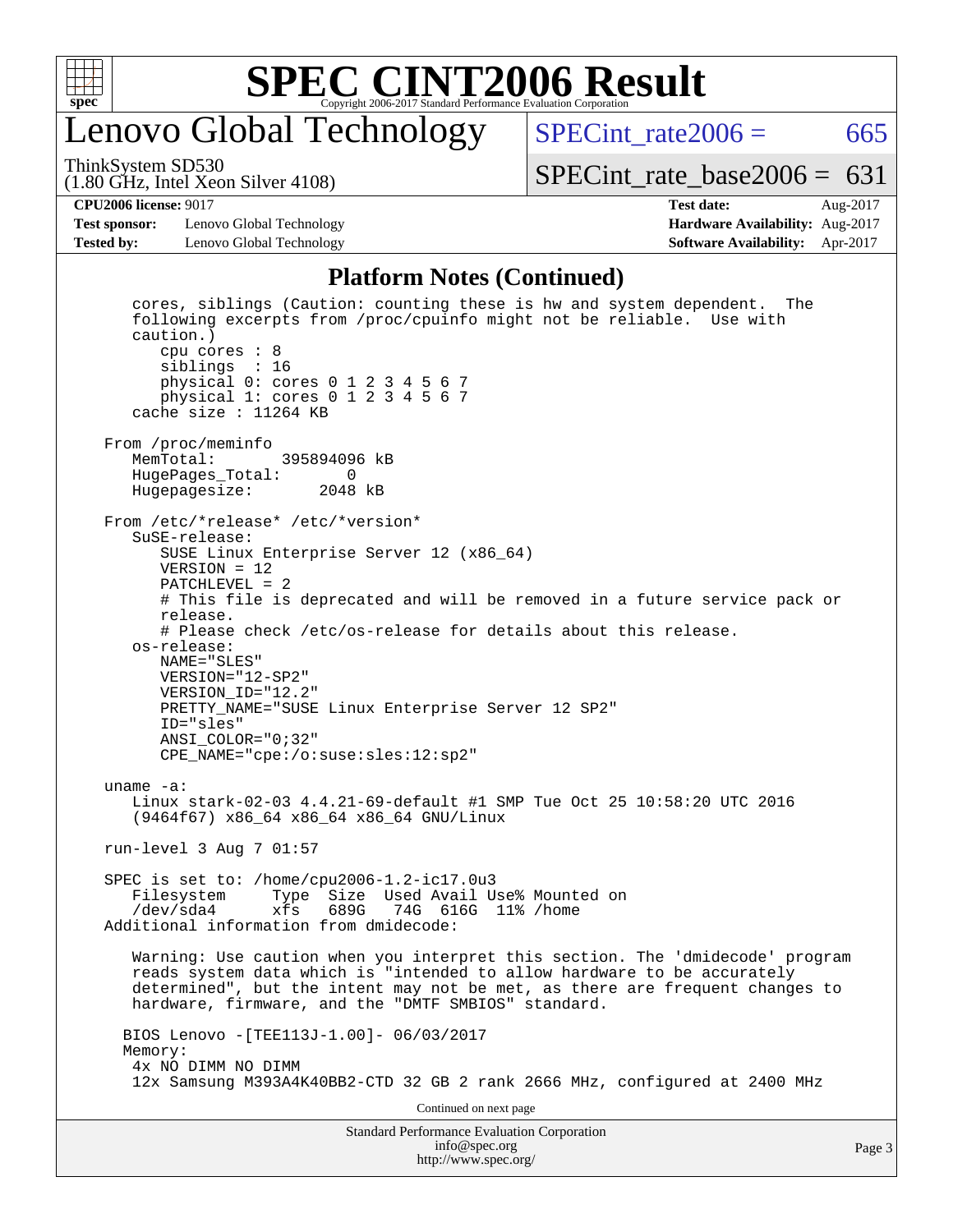# SPEC CINT2006 Result

## Lenovo Global Technology

ThinkSystem SD530
(1.80 GHz, Intel Xeon Silver 4108)

SPECint_rate2006 = 665

SPECint_rate_base2006 = 631

**CPU2006 license:** 9017
**Test sponsor:** Lenovo Global Technology
**Tested by:** Lenovo Global Technology

**Test date:** Aug-2017
**Hardware Availability:** Aug-2017
**Software Availability:** Apr-2017

### Platform Notes (Continued)

```
      cores, siblings (Caution: counting these is hw and system dependent.  The
      following excerpts from /proc/cpuinfo might not be reliable.  Use with
      caution.)
         cpu cores : 8
         siblings  : 16
         physical 0: cores 0 1 2 3 4 5 6 7
         physical 1: cores 0 1 2 3 4 5 6 7
      cache size : 11264 KB

   From /proc/meminfo
      MemTotal:       395894096 kB
      HugePages_Total:       0
      Hugepagesize:       2048 kB

   From /etc/*release* /etc/*version*
      SuSE-release:
         SUSE Linux Enterprise Server 12 (x86_64)
         VERSION = 12
         PATCHLEVEL = 2
         # This file is deprecated and will be removed in a future service pack or
         release.
         # Please check /etc/os-release for details about this release.
      os-release:
         NAME="SLES"
         VERSION="12-SP2"
         VERSION_ID="12.2"
         PRETTY_NAME="SUSE Linux Enterprise Server 12 SP2"
         ID="sles"
         ANSI_COLOR="0;32"
         CPE_NAME="cpe:/o:suse:sles:12:sp2"

   uname -a:
      Linux stark-02-03 4.4.21-69-default #1 SMP Tue Oct 25 10:58:20 UTC 2016
      (9464f67) x86_64 x86_64 x86_64 GNU/Linux

   run-level 3 Aug 7 01:57

   SPEC is set to: /home/cpu2006-1.2-ic17.0u3
      Filesystem     Type  Size  Used Avail Use% Mounted on
      /dev/sda4      xfs   689G   74G  616G  11% /home
   Additional information from dmidecode:

      Warning: Use caution when you interpret this section. The 'dmidecode' program
      reads system data which is "intended to allow hardware to be accurately
      determined", but the intent may not be met, as there are frequent changes to
      hardware, firmware, and the "DMTF SMBIOS" standard.

     BIOS Lenovo -[TEE113J-1.00]- 06/03/2017
     Memory:
      4x NO DIMM NO DIMM
      12x Samsung M393A4K40BB2-CTD 32 GB 2 rank 2666 MHz, configured at 2400 MHz
```

Continued on next page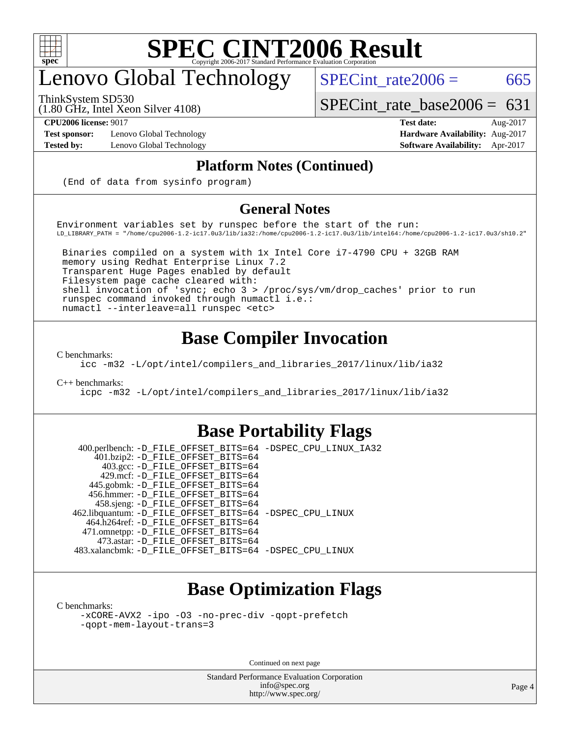## Platform Notes (Continued)

```
(End of data from sysinfo program)
```

## General Notes

```
Environment variables set by runspec before the start of the run:
LD_LIBRARY_PATH = "/home/cpu2006-1.2-ic17.0u3/lib/ia32:/home/cpu2006-1.2-ic17.0u3/lib/intel64:/home/cpu2006-1.2-ic17.0u3/sh10.2"

 Binaries compiled on a system with 1x Intel Core i7-4790 CPU + 32GB RAM
 memory using Redhat Enterprise Linux 7.2
 Transparent Huge Pages enabled by default
 Filesystem page cache cleared with:
 shell invocation of 'sync; echo 3 > /proc/sys/vm/drop_caches' prior to run
 runspec command invoked through numactl i.e.:
 numactl --interleave=all runspec <etc>
```

# Base Compiler Invocation

C benchmarks:

```
icc -m32 -L/opt/intel/compilers_and_libraries_2017/linux/lib/ia32
```

C++ benchmarks:

```
icpc -m32 -L/opt/intel/compilers_and_libraries_2017/linux/lib/ia32
```

# Base Portability Flags

```
  400.perlbench: -D_FILE_OFFSET_BITS=64 -DSPEC_CPU_LINUX_IA32
      401.bzip2: -D_FILE_OFFSET_BITS=64
        403.gcc: -D_FILE_OFFSET_BITS=64
        429.mcf: -D_FILE_OFFSET_BITS=64
      445.gobmk: -D_FILE_OFFSET_BITS=64
      456.hmmer: -D_FILE_OFFSET_BITS=64
      458.sjeng: -D_FILE_OFFSET_BITS=64
462.libquantum: -D_FILE_OFFSET_BITS=64 -DSPEC_CPU_LINUX
    464.h264ref: -D_FILE_OFFSET_BITS=64
    471.omnetpp: -D_FILE_OFFSET_BITS=64
      473.astar: -D_FILE_OFFSET_BITS=64
 483.xalancbmk: -D_FILE_OFFSET_BITS=64 -DSPEC_CPU_LINUX
```

# Base Optimization Flags

C benchmarks:

```
-xCORE-AVX2 -ipo -O3 -no-prec-div -qopt-prefetch
-qopt-mem-layout-trans=3
```

Continued on next page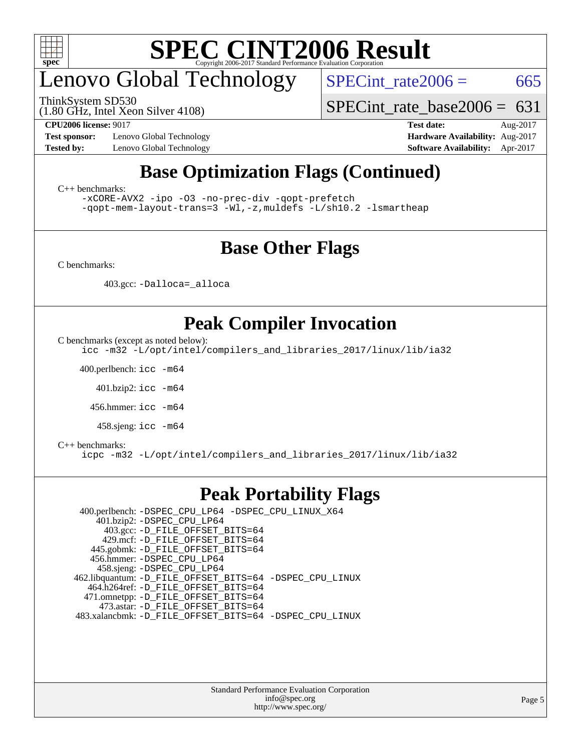# Lenovo Global Technology

ThinkSystem SD530
(1.80 GHz, Intel Xeon Silver 4108)

SPECint_rate2006 = 665

SPECint_rate_base2006 = 631

**CPU2006 license:** 9017
**Test sponsor:** Lenovo Global Technology
**Tested by:** Lenovo Global Technology

**Test date:** Aug-2017
**Hardware Availability:** Aug-2017
**Software Availability:** Apr-2017

## Base Optimization Flags (Continued)

C++ benchmarks:
```
-xCORE-AVX2 -ipo -O3 -no-prec-div -qopt-prefetch
-qopt-mem-layout-trans=3 -Wl,-z,muldefs -L/sh10.2 -lsmartheap
```

## Base Other Flags

C benchmarks:

403.gcc: `-Dalloca=_alloca`

## Peak Compiler Invocation

C benchmarks (except as noted below):
```
icc -m32 -L/opt/intel/compilers_and_libraries_2017/linux/lib/ia32
```

400.perlbench: `icc -m64`

401.bzip2: `icc -m64`

456.hmmer: `icc -m64`

458.sjeng: `icc -m64`

C++ benchmarks:
```
icpc -m32 -L/opt/intel/compilers_and_libraries_2017/linux/lib/ia32
```

## Peak Portability Flags

400.perlbench: `-DSPEC_CPU_LP64 -DSPEC_CPU_LINUX_X64`
401.bzip2: `-DSPEC_CPU_LP64`
403.gcc: `-D_FILE_OFFSET_BITS=64`
429.mcf: `-D_FILE_OFFSET_BITS=64`
445.gobmk: `-D_FILE_OFFSET_BITS=64`
456.hmmer: `-DSPEC_CPU_LP64`
458.sjeng: `-DSPEC_CPU_LP64`
462.libquantum: `-D_FILE_OFFSET_BITS=64 -DSPEC_CPU_LINUX`
464.h264ref: `-D_FILE_OFFSET_BITS=64`
471.omnetpp: `-D_FILE_OFFSET_BITS=64`
473.astar: `-D_FILE_OFFSET_BITS=64`
483.xalancbmk: `-D_FILE_OFFSET_BITS=64 -DSPEC_CPU_LINUX`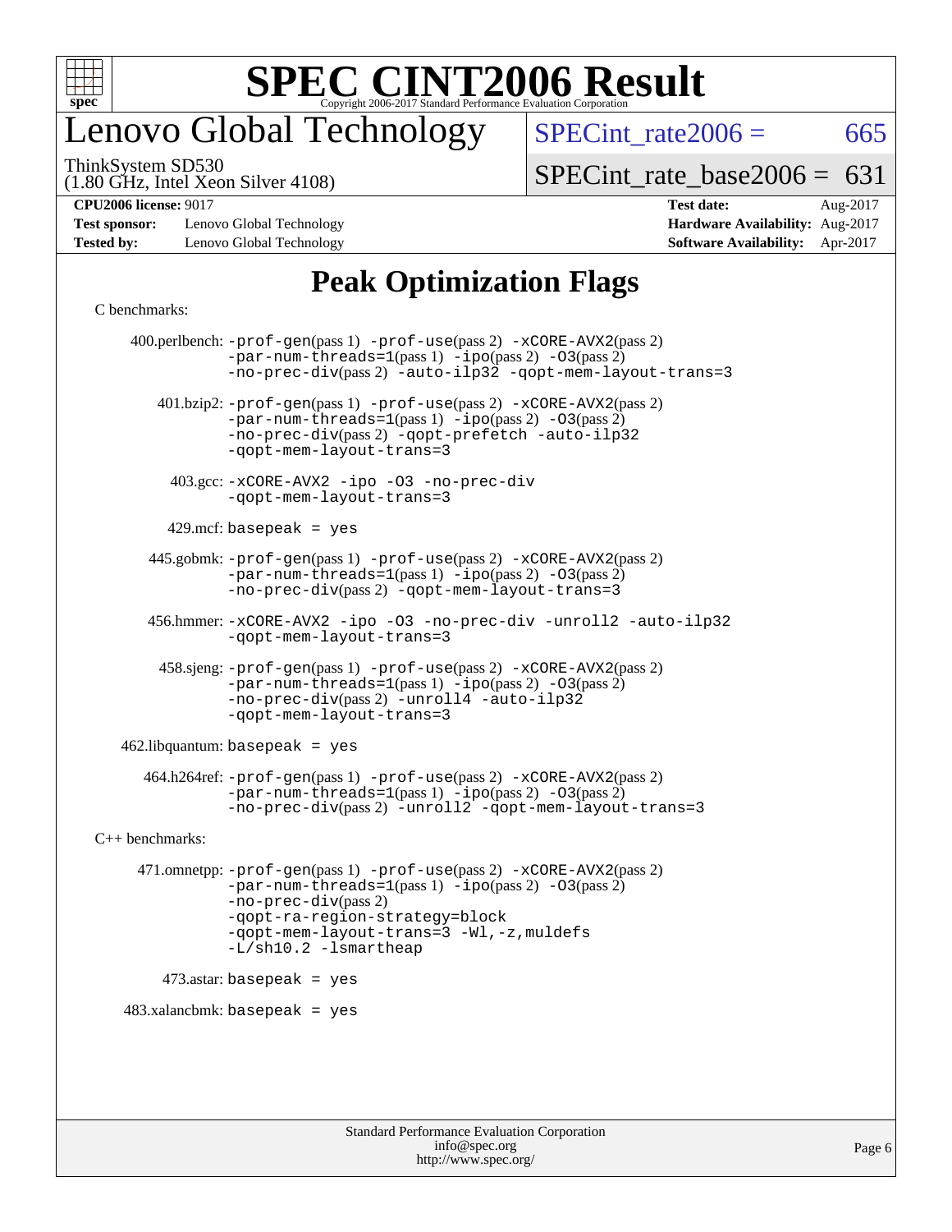# SPEC CINT2006 Result

Copyright 2006-2017 Standard Performance Evaluation Corporation

# Lenovo Global Technology

ThinkSystem SD530
(1.80 GHz, Intel Xeon Silver 4108)

SPECint_rate2006 = 665

SPECint_rate_base2006 = 631

| | | | |
|---|---|---|---|
| **CPU2006 license:** 9017 | | **Test date:** | Aug-2017 |
| **Test sponsor:** | Lenovo Global Technology | **Hardware Availability:** | Aug-2017 |
| **Tested by:** | Lenovo Global Technology | **Software Availability:** | Apr-2017 |

## Peak Optimization Flags

C benchmarks:

400.perlbench: -prof-gen(pass 1) -prof-use(pass 2) -xCORE-AVX2(pass 2) -par-num-threads=1(pass 1) -ipo(pass 2) -O3(pass 2) -no-prec-div(pass 2) -auto-ilp32 -qopt-mem-layout-trans=3

401.bzip2: -prof-gen(pass 1) -prof-use(pass 2) -xCORE-AVX2(pass 2) -par-num-threads=1(pass 1) -ipo(pass 2) -O3(pass 2) -no-prec-div(pass 2) -qopt-prefetch -auto-ilp32 -qopt-mem-layout-trans=3

403.gcc: -xCORE-AVX2 -ipo -O3 -no-prec-div -qopt-mem-layout-trans=3

429.mcf: basepeak = yes

445.gobmk: -prof-gen(pass 1) -prof-use(pass 2) -xCORE-AVX2(pass 2) -par-num-threads=1(pass 1) -ipo(pass 2) -O3(pass 2) -no-prec-div(pass 2) -qopt-mem-layout-trans=3

456.hmmer: -xCORE-AVX2 -ipo -O3 -no-prec-div -unroll2 -auto-ilp32 -qopt-mem-layout-trans=3

458.sjeng: -prof-gen(pass 1) -prof-use(pass 2) -xCORE-AVX2(pass 2) -par-num-threads=1(pass 1) -ipo(pass 2) -O3(pass 2) -no-prec-div(pass 2) -unroll4 -auto-ilp32 -qopt-mem-layout-trans=3

462.libquantum: basepeak = yes

464.h264ref: -prof-gen(pass 1) -prof-use(pass 2) -xCORE-AVX2(pass 2) -par-num-threads=1(pass 1) -ipo(pass 2) -O3(pass 2) -no-prec-div(pass 2) -unroll2 -qopt-mem-layout-trans=3

C++ benchmarks:

471.omnetpp: -prof-gen(pass 1) -prof-use(pass 2) -xCORE-AVX2(pass 2) -par-num-threads=1(pass 1) -ipo(pass 2) -O3(pass 2) -no-prec-div(pass 2) -qopt-ra-region-strategy=block -qopt-mem-layout-trans=3 -Wl,-z,muldefs -L/sh10.2 -lsmartheap

473.astar: basepeak = yes

483.xalancbmk: basepeak = yes

Standard Performance Evaluation Corporation
info@spec.org
http://www.spec.org/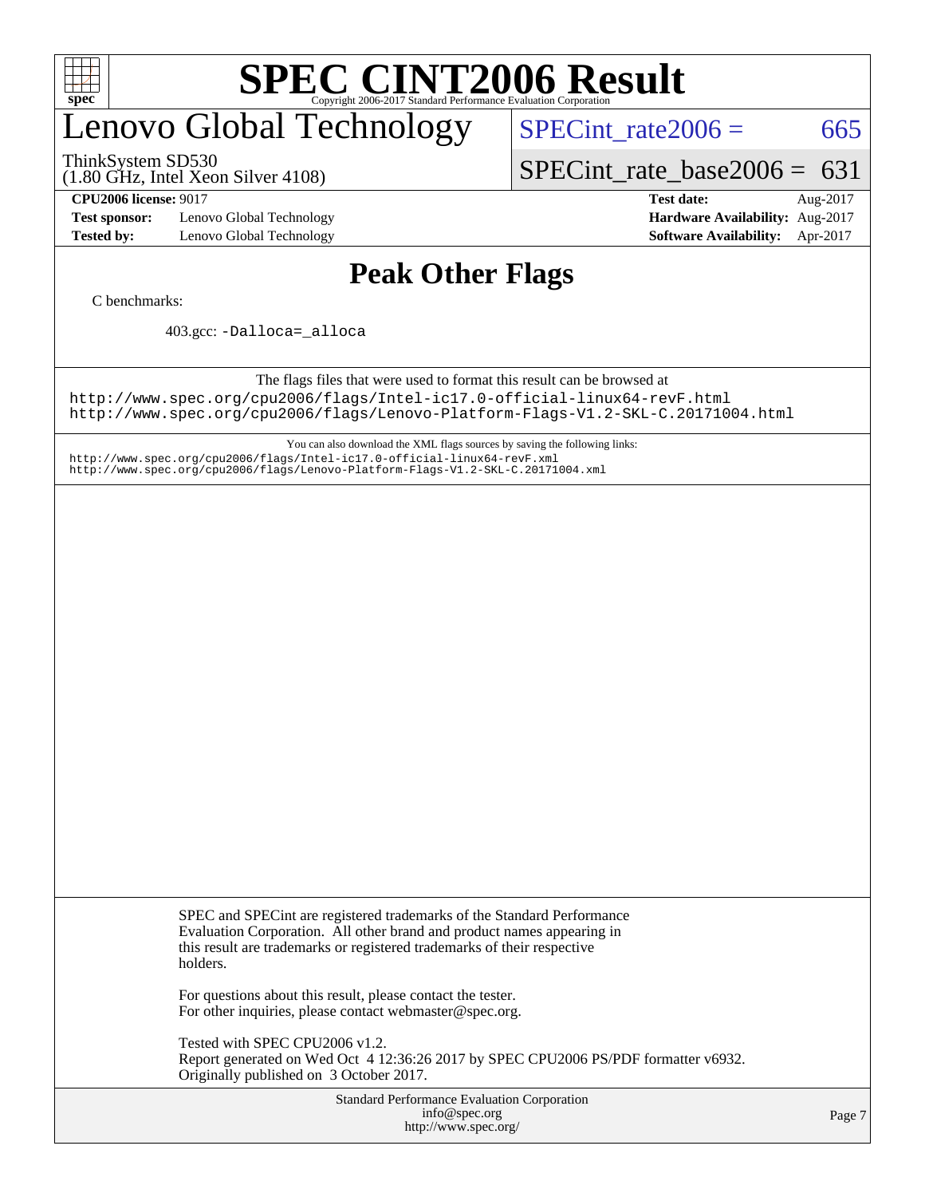# Peak Other Flags

C benchmarks:

403.gcc: -Dalloca=_alloca

The flags files that were used to format this result can be browsed at

http://www.spec.org/cpu2006/flags/Intel-ic17.0-official-linux64-revF.html
http://www.spec.org/cpu2006/flags/Lenovo-Platform-Flags-V1.2-SKL-C.20171004.html

You can also download the XML flags sources by saving the following links:

http://www.spec.org/cpu2006/flags/Intel-ic17.0-official-linux64-revF.xml
http://www.spec.org/cpu2006/flags/Lenovo-Platform-Flags-V1.2-SKL-C.20171004.xml

SPEC and SPECint are registered trademarks of the Standard Performance Evaluation Corporation. All other brand and product names appearing in this result are trademarks or registered trademarks of their respective holders.

For questions about this result, please contact the tester.
For other inquiries, please contact webmaster@spec.org.

Tested with SPEC CPU2006 v1.2.
Report generated on Wed Oct 4 12:36:26 2017 by SPEC CPU2006 PS/PDF formatter v6932.
Originally published on 3 October 2017.